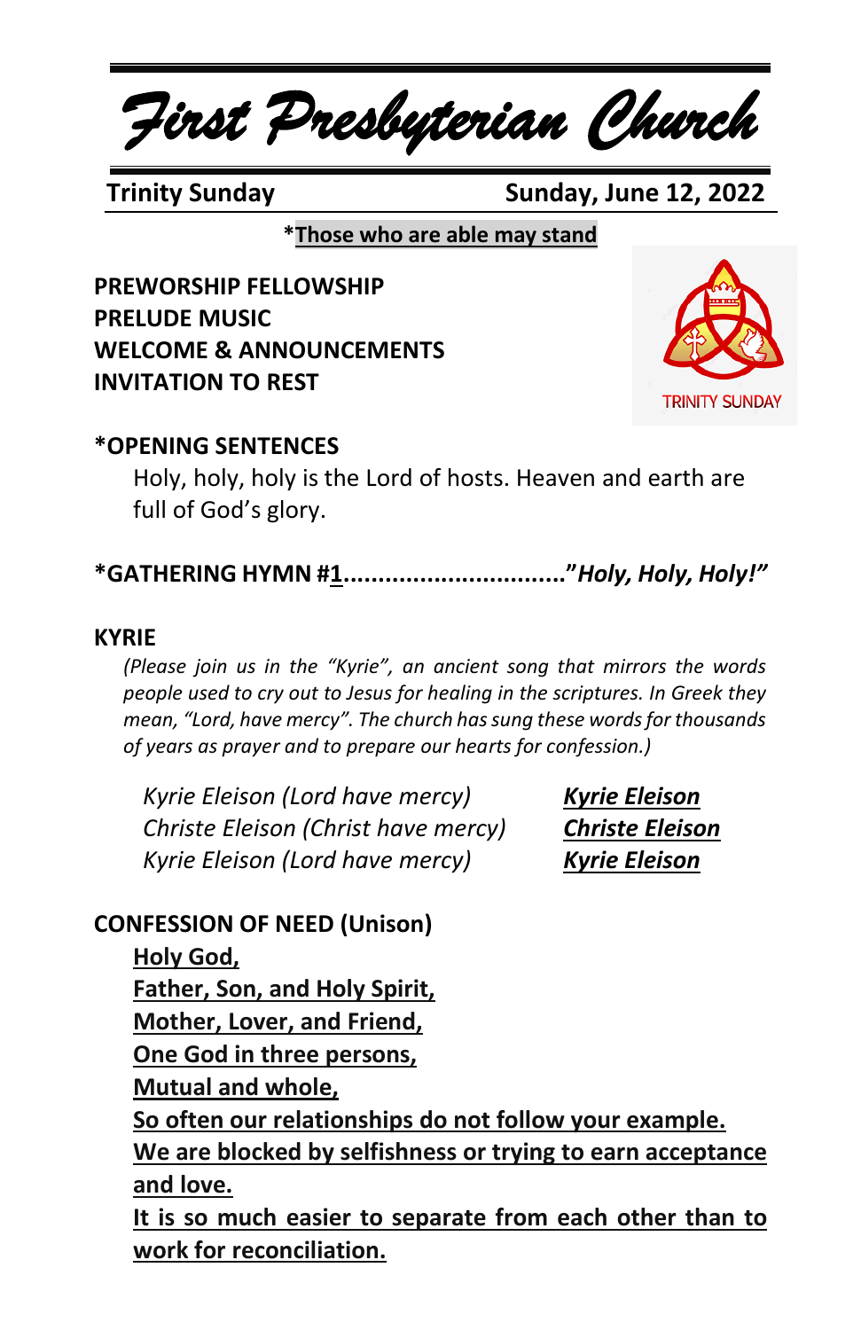# First Presbyterian Church

**Trinity Sunday** **Sunday, June 12, 2022**

*__Those who are able may stand__

**PREWORSHIP FELLOWSHIP**
**PRELUDE MUSIC**
**WELCOME & ANNOUNCEMENTS**
**INVITATION TO REST**

TRINITY SUNDAY

**\*OPENING SENTENCES**

Holy, holy, holy is the Lord of hosts. Heaven and earth are full of God's glory.

**\*GATHERING HYMN #1................................"*Holy, Holy, Holy!*"**

**KYRIE**

*(Please join us in the "Kyrie", an ancient song that mirrors the words people used to cry out to Jesus for healing in the scriptures. In Greek they mean, "Lord, have mercy". The church has sung these words for thousands of years as prayer and to prepare our hearts for confession.)*

*Kyrie Eleison (Lord have mercy)* ***Kyrie Eleison***
*Christe Eleison (Christ have mercy)* ***Christe Eleison***
*Kyrie Eleison (Lord have mercy)* ***Kyrie Eleison***

**CONFESSION OF NEED (Unison)**

**Holy God,**
**Father, Son, and Holy Spirit,**
**Mother, Lover, and Friend,**
**One God in three persons,**
**Mutual and whole,**
**So often our relationships do not follow your example.**
**We are blocked by selfishness or trying to earn acceptance and love.**
**It is so much easier to separate from each other than to work for reconciliation.**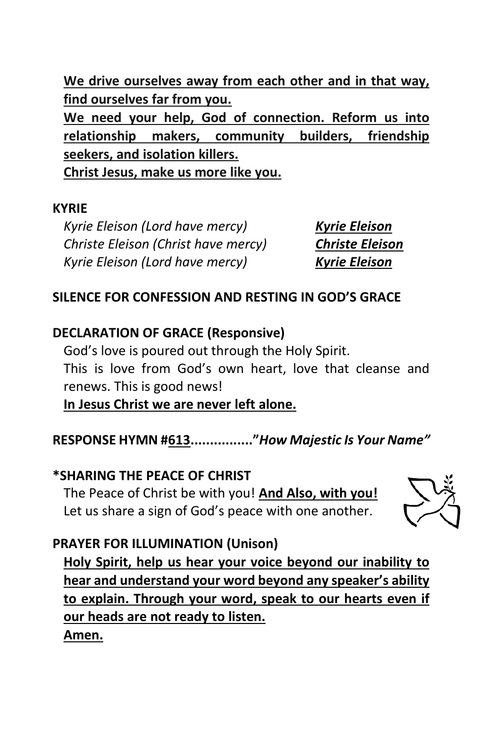**We drive ourselves away from each other and in that way, find ourselves far from you.**
**We need your help, God of connection. Reform us into relationship makers, community builders, friendship seekers, and isolation killers.**
**Christ Jesus, make us more like you.**

**KYRIE**

*Kyrie Eleison (Lord have mercy)* ***Kyrie Eleison***
*Christe Eleison (Christ have mercy)* ***Christe Eleison***
*Kyrie Eleison (Lord have mercy)* ***Kyrie Eleison***

**SILENCE FOR CONFESSION AND RESTING IN GOD'S GRACE**

**DECLARATION OF GRACE (Responsive)**

God's love is poured out through the Holy Spirit.
This is love from God's own heart, love that cleanse and renews. This is good news!
**In Jesus Christ we are never left alone.**

**RESPONSE HYMN #613................"*How Majestic Is Your Name"***

**\*SHARING THE PEACE OF CHRIST**

The Peace of Christ be with you! **And Also, with you!**
Let us share a sign of God's peace with one another.

**PRAYER FOR ILLUMINATION (Unison)**

**Holy Spirit, help us hear your voice beyond our inability to hear and understand your word beyond any speaker's ability to explain. Through your word, speak to our hearts even if our heads are not ready to listen.**
**Amen.**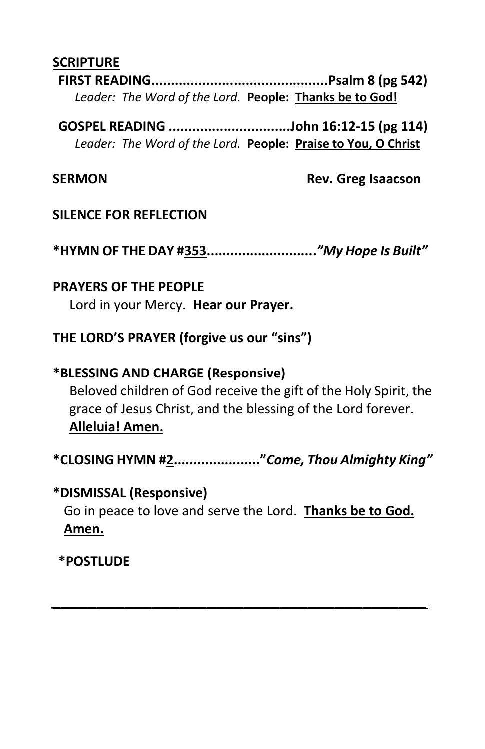**SCRIPTURE**

**FIRST READING............................................Psalm 8 (pg 542)**
*Leader: The Word of the Lord.* **People: Thanks be to God!**

**GOSPEL READING ..............................John 16:12-15 (pg 114)**
*Leader: The Word of the Lord.* **People: Praise to You, O Christ**

**SERMON** **Rev. Greg Isaacson**

**SILENCE FOR REFLECTION**

**\*HYMN OF THE DAY #353...........................*"My Hope Is Built"***

**PRAYERS OF THE PEOPLE**
Lord in your Mercy. **Hear our Prayer.**

**THE LORD'S PRAYER (forgive us our "sins")**

**\*BLESSING AND CHARGE (Responsive)**
Beloved children of God receive the gift of the Holy Spirit, the grace of Jesus Christ, and the blessing of the Lord forever. **Alleluia! Amen.**

**\*CLOSING HYMN #2....................."*Come, Thou Almighty King"***

**\*DISMISSAL (Responsive)**
Go in peace to love and serve the Lord. **Thanks be to God. Amen.**

**\*POSTLUDE**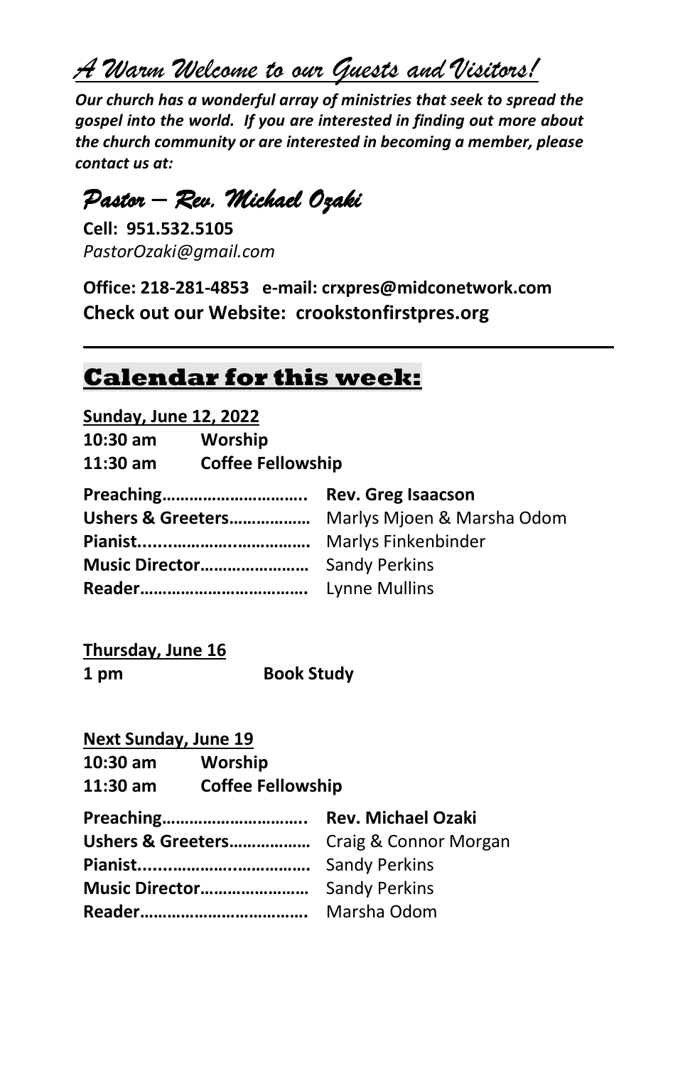# *A Warm Welcome to our Guests and Visitors!*

***Our church has a wonderful array of ministries that seek to spread the gospel into the world. If you are interested in finding out more about the church community or are interested in becoming a member, please contact us at:***

## *Pastor – Rev. Michael Ozaki*

**Cell: 951.532.5105**
*PastorOzaki@gmail.com*

**Office: 218-281-4853 e-mail: crxpres@midconetwork.com**
**Check out our Website: crookstonfirstpres.org**

---

## Calendar for this week:

**Sunday, June 12, 2022**

**10:30 am** **Worship**
**11:30 am** **Coffee Fellowship**

**Preaching…………………………..** **Rev. Greg Isaacson**
**Ushers & Greeters………………** Marlys Mjoen & Marsha Odom
**Pianist...................…………….** Marlys Finkenbinder
**Music Director……………………** Sandy Perkins
**Reader……………………………….** Lynne Mullins

**Thursday, June 16**

**1 pm** **Book Study**

**Next Sunday, June 19**

**10:30 am** **Worship**
**11:30 am** **Coffee Fellowship**

**Preaching…………………………..** **Rev. Michael Ozaki**
**Ushers & Greeters………………** Craig & Connor Morgan
**Pianist...................…………….** Sandy Perkins
**Music Director……………………** Sandy Perkins
**Reader……………………………….** Marsha Odom